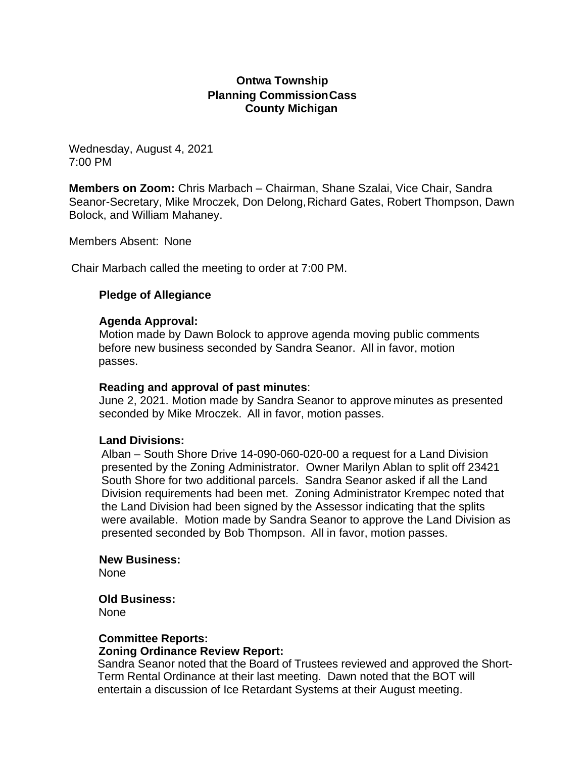**Ontwa Township**
**Planning Commission Cass County Michigan**

Wednesday, August 4, 2021
7:00 PM

**Members on Zoom:** Chris Marbach – Chairman, Shane Szalai, Vice Chair, Sandra Seanor-Secretary, Mike Mroczek, Don Delong, Richard Gates, Robert Thompson, Dawn Bolock, and William Mahaney.

Members Absent: None

Chair Marbach called the meeting to order at 7:00 PM.

**Pledge of Allegiance**

**Agenda Approval:**
Motion made by Dawn Bolock to approve agenda moving public comments before new business seconded by Sandra Seanor. All in favor, motion passes.

**Reading and approval of past minutes**:
June 2, 2021. Motion made by Sandra Seanor to approve minutes as presented seconded by Mike Mroczek. All in favor, motion passes.

**Land Divisions:**
Alban – South Shore Drive 14-090-060-020-00 a request for a Land Division presented by the Zoning Administrator. Owner Marilyn Ablan to split off 23421 South Shore for two additional parcels. Sandra Seanor asked if all the Land Division requirements had been met. Zoning Administrator Krempec noted that the Land Division had been signed by the Assessor indicating that the splits were available. Motion made by Sandra Seanor to approve the Land Division as presented seconded by Bob Thompson. All in favor, motion passes.

**New Business:**
None

**Old Business:**
None

**Committee Reports:**
**Zoning Ordinance Review Report:**
Sandra Seanor noted that the Board of Trustees reviewed and approved the Short-Term Rental Ordinance at their last meeting. Dawn noted that the BOT will entertain a discussion of Ice Retardant Systems at their August meeting.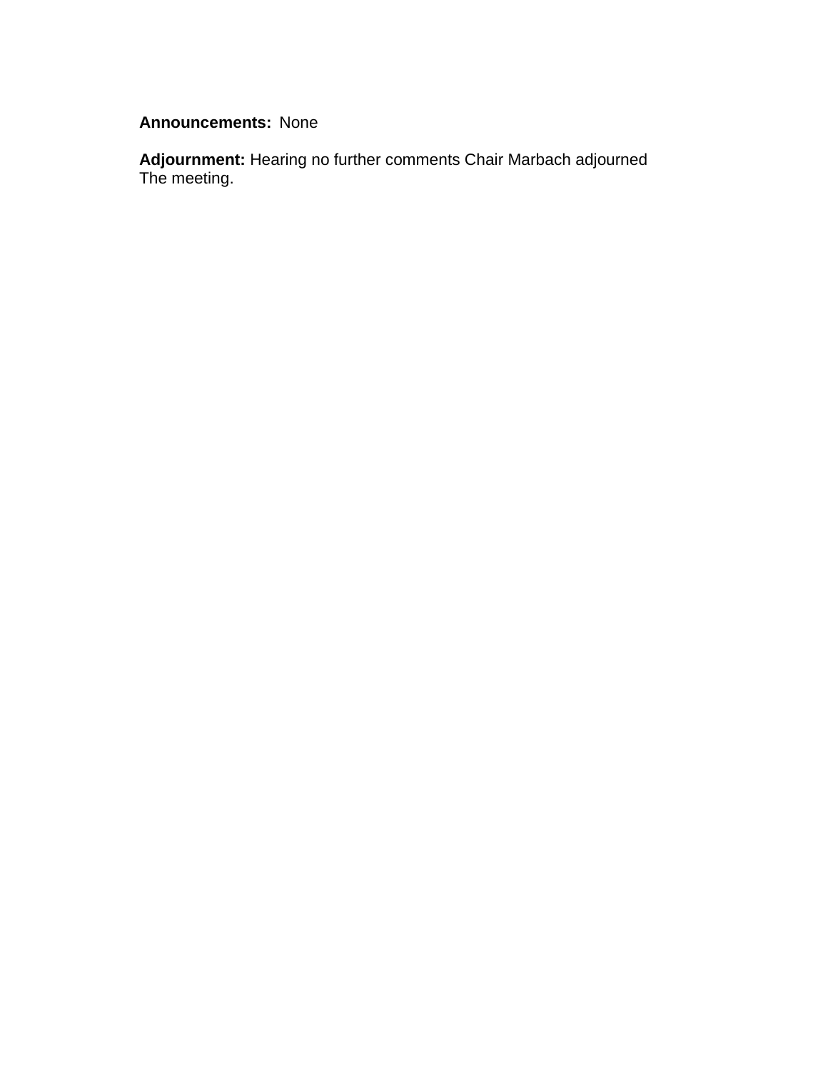**Announcements:** None

**Adjournment:** Hearing no further comments Chair Marbach adjourned The meeting.